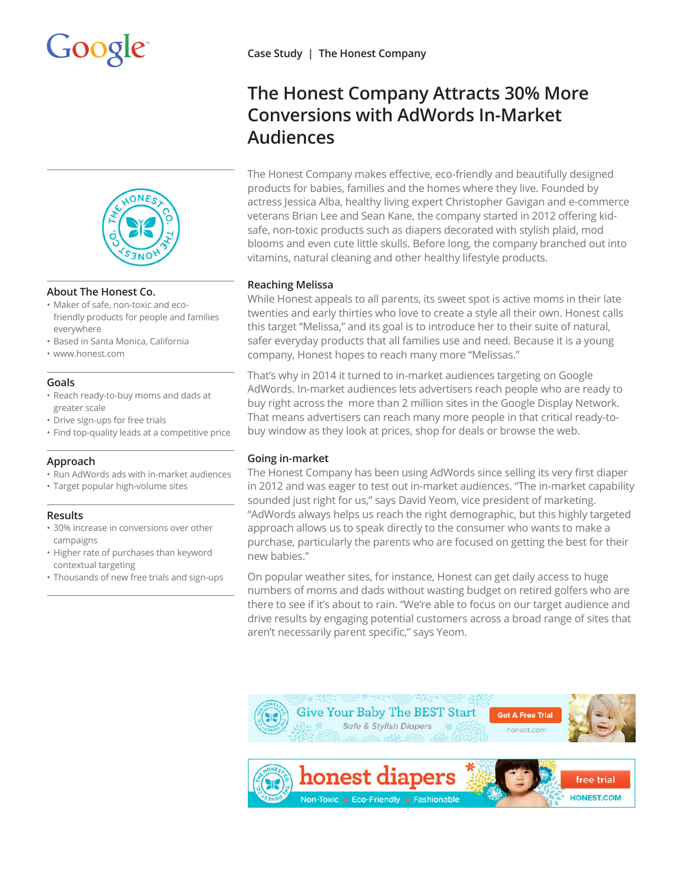Case Study | The Honest Company

# The Honest Company Attracts 30% More Conversions with AdWords In-Market Audiences

The Honest Company makes effective, eco-friendly and beautifully designed products for babies, families and the homes where they live. Founded by actress Jessica Alba, healthy living expert Christopher Gavigan and e-commerce veterans Brian Lee and Sean Kane, the company started in 2012 offering kid-safe, non-toxic products such as diapers decorated with stylish plaid, mod blooms and even cute little skulls. Before long, the company branched out into vitamins, natural cleaning and other healthy lifestyle products.

### About The Honest Co.

- Maker of safe, non-toxic and eco-friendly products for people and families everywhere
- Based in Santa Monica, California
- www.honest.com

### Goals

- Reach ready-to-buy moms and dads at greater scale
- Drive sign-ups for free trials
- Find top-quality leads at a competitive price

### Approach

- Run AdWords ads with in-market audiences
- Target popular high-volume sites

### Results

- 30% increase in conversions over other campaigns
- Higher rate of purchases than keyword contextual targeting
- Thousands of new free trials and sign-ups

## Reaching Melissa

While Honest appeals to all parents, its sweet spot is active moms in their late twenties and early thirties who love to create a style all their own. Honest calls this target "Melissa," and its goal is to introduce her to their suite of natural, safer everyday products that all families use and need. Because it is a young company, Honest hopes to reach many more "Melissas."

That's why in 2014 it turned to in-market audiences targeting on Google AdWords. In-market audiences lets advertisers reach people who are ready to buy right across the more than 2 million sites in the Google Display Network. That means advertisers can reach many more people in that critical ready-to-buy window as they look at prices, shop for deals or browse the web.

## Going in-market

The Honest Company has been using AdWords since selling its very first diaper in 2012 and was eager to test out in-market audiences. "The in-market capability sounded just right for us," says David Yeom, vice president of marketing. "AdWords always helps us reach the right demographic, but this highly targeted approach allows us to speak directly to the consumer who wants to make a purchase, particularly the parents who are focused on getting the best for their new babies."

On popular weather sites, for instance, Honest can get daily access to huge numbers of moms and dads without wasting budget on retired golfers who are there to see if it's about to rain. "We're able to focus on our target audience and drive results by engaging potential customers across a broad range of sites that aren't necessarily parent specific," says Yeom.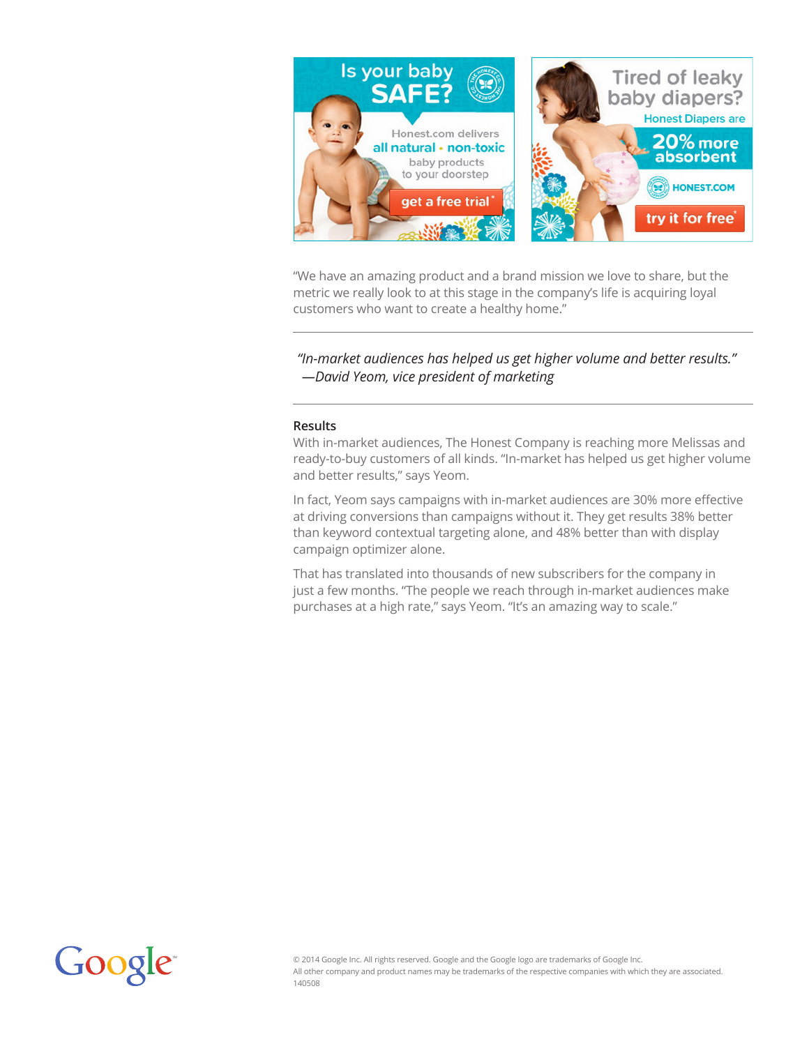"We have an amazing product and a brand mission we love to share, but the metric we really look to at this stage in the company's life is acquiring loyal customers who want to create a healthy home."

---

*"In-market audiences has helped us get higher volume and better results."*
*—David Yeom, vice president of marketing*

---

**Results**

With in-market audiences, The Honest Company is reaching more Melissas and ready-to-buy customers of all kinds. "In-market has helped us get higher volume and better results," says Yeom.

In fact, Yeom says campaigns with in-market audiences are 30% more effective at driving conversions than campaigns without it. They get results 38% better than keyword contextual targeting alone, and 48% better than with display campaign optimizer alone.

That has translated into thousands of new subscribers for the company in just a few months. "The people we reach through in-market audiences make purchases at a high rate," says Yeom. "It's an amazing way to scale."

© 2014 Google Inc. All rights reserved. Google and the Google logo are trademarks of Google Inc.
All other company and product names may be trademarks of the respective companies with which they are associated.
140508